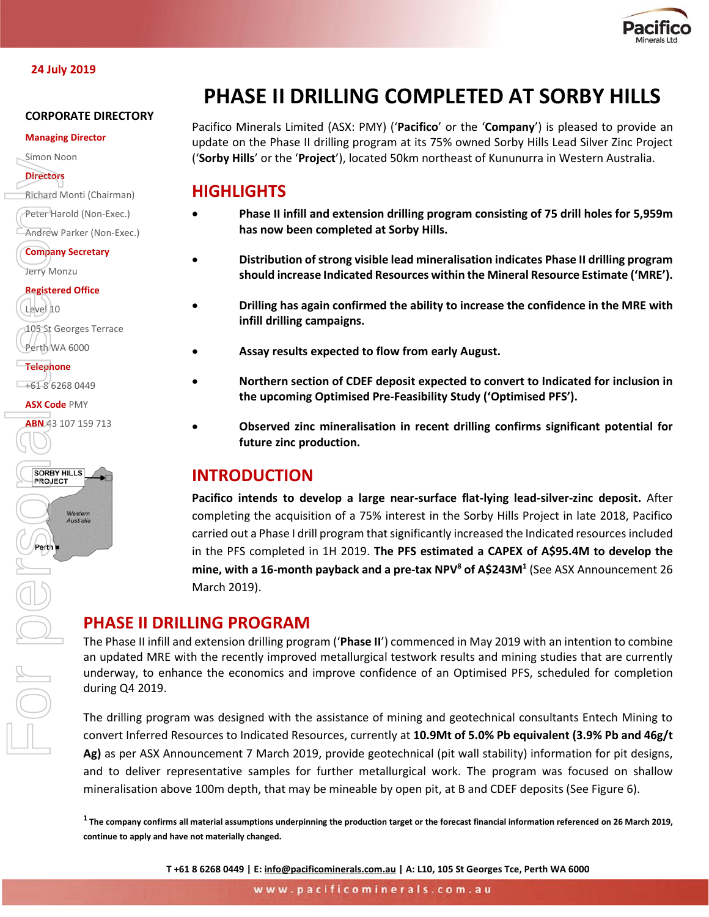24 July 2019

# PHASE II DRILLING COMPLETED AT SORBY HILLS

**CORPORATE DIRECTORY**

**Managing Director**
Simon Noon

**Directors**
Richard Monti (Chairman)
Peter Harold (Non-Exec.)
Andrew Parker (Non-Exec.)

**Company Secretary**
Jerry Monzu

**Registered Office**
Level 10
105 St Georges Terrace
Perth WA 6000

**Telephone**
+61 8 6268 0449

**ASX Code** PMY

**ABN** 43 107 159 713

Pacifico Minerals Limited (ASX: PMY) ('**Pacifico**' or the '**Company**') is pleased to provide an update on the Phase II drilling program at its 75% owned Sorby Hills Lead Silver Zinc Project ('**Sorby Hills**' or the '**Project**'), located 50km northeast of Kununurra in Western Australia.

## HIGHLIGHTS

- **Phase II infill and extension drilling program consisting of 75 drill holes for 5,959m has now been completed at Sorby Hills.**
- **Distribution of strong visible lead mineralisation indicates Phase II drilling program should increase Indicated Resources within the Mineral Resource Estimate ('MRE').**
- **Drilling has again confirmed the ability to increase the confidence in the MRE with infill drilling campaigns.**
- **Assay results expected to flow from early August.**
- **Northern section of CDEF deposit expected to convert to Indicated for inclusion in the upcoming Optimised Pre-Feasibility Study ('Optimised PFS').**
- **Observed zinc mineralisation in recent drilling confirms significant potential for future zinc production.**

## INTRODUCTION

**Pacifico intends to develop a large near-surface flat-lying lead-silver-zinc deposit.** After completing the acquisition of a 75% interest in the Sorby Hills Project in late 2018, Pacifico carried out a Phase I drill program that significantly increased the Indicated resources included in the PFS completed in 1H 2019. **The PFS estimated a CAPEX of A$95.4M to develop the mine, with a 16-month payback and a pre-tax NPV[8] of A$243M[1]** (See ASX Announcement 26 March 2019).

## PHASE II DRILLING PROGRAM

The Phase II infill and extension drilling program ('**Phase II**') commenced in May 2019 with an intention to combine an updated MRE with the recently improved metallurgical testwork results and mining studies that are currently underway, to enhance the economics and improve confidence of an Optimised PFS, scheduled for completion during Q4 2019.

The drilling program was designed with the assistance of mining and geotechnical consultants Entech Mining to convert Inferred Resources to Indicated Resources, currently at **10.9Mt of 5.0% Pb equivalent (3.9% Pb and 46g/t Ag)** as per ASX Announcement 7 March 2019, provide geotechnical (pit wall stability) information for pit designs, and to deliver representative samples for further metallurgical work. The program was focused on shallow mineralisation above 100m depth, that may be mineable by open pit, at B and CDEF deposits (See Figure 6).

[1] **The company confirms all material assumptions underpinning the production target or the forecast financial information referenced on 26 March 2019, continue to apply and have not materially changed.**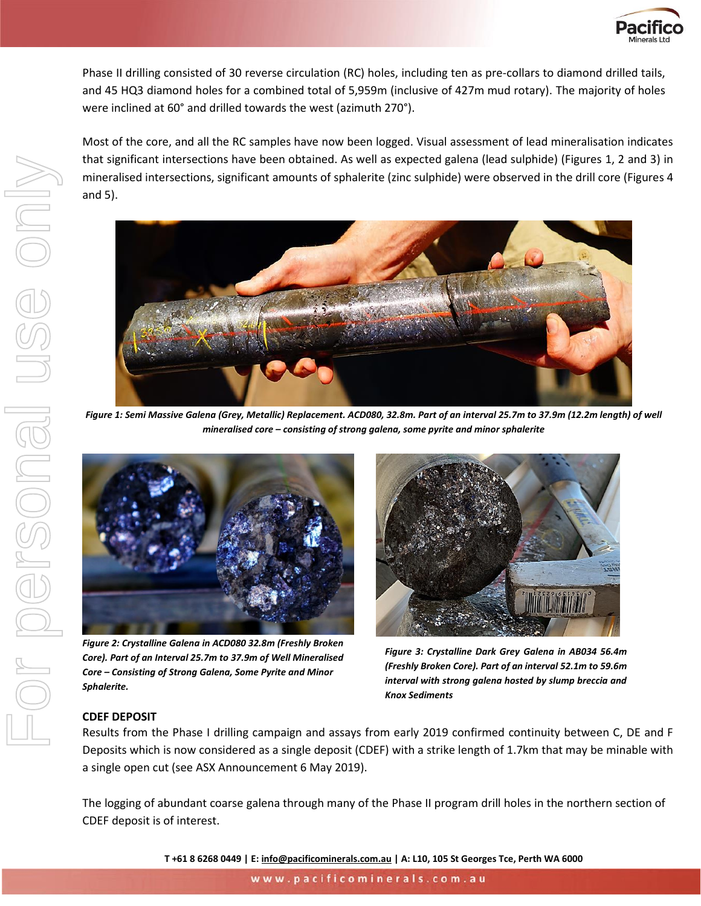Phase II drilling consisted of 30 reverse circulation (RC) holes, including ten as pre-collars to diamond drilled tails, and 45 HQ3 diamond holes for a combined total of 5,959m (inclusive of 427m mud rotary). The majority of holes were inclined at 60° and drilled towards the west (azimuth 270°).

Most of the core, and all the RC samples have now been logged. Visual assessment of lead mineralisation indicates that significant intersections have been obtained. As well as expected galena (lead sulphide) (Figures 1, 2 and 3) in mineralised intersections, significant amounts of sphalerite (zinc sulphide) were observed in the drill core (Figures 4 and 5).

***Figure 1: Semi Massive Galena (Grey, Metallic) Replacement. ACD080, 32.8m. Part of an interval 25.7m to 37.9m (12.2m length) of well mineralised core – consisting of strong galena, some pyrite and minor sphalerite***

***Figure 2: Crystalline Galena in ACD080 32.8m (Freshly Broken Core). Part of an Interval 25.7m to 37.9m of Well Mineralised Core – Consisting of Strong Galena, Some Pyrite and Minor Sphalerite.***

***Figure 3: Crystalline Dark Grey Galena in AB034 56.4m (Freshly Broken Core). Part of an interval 52.1m to 59.6m interval with strong galena hosted by slump breccia and Knox Sediments***

**CDEF DEPOSIT**

Results from the Phase I drilling campaign and assays from early 2019 confirmed continuity between C, DE and F Deposits which is now considered as a single deposit (CDEF) with a strike length of 1.7km that may be minable with a single open cut (see ASX Announcement 6 May 2019).

The logging of abundant coarse galena through many of the Phase II program drill holes in the northern section of CDEF deposit is of interest.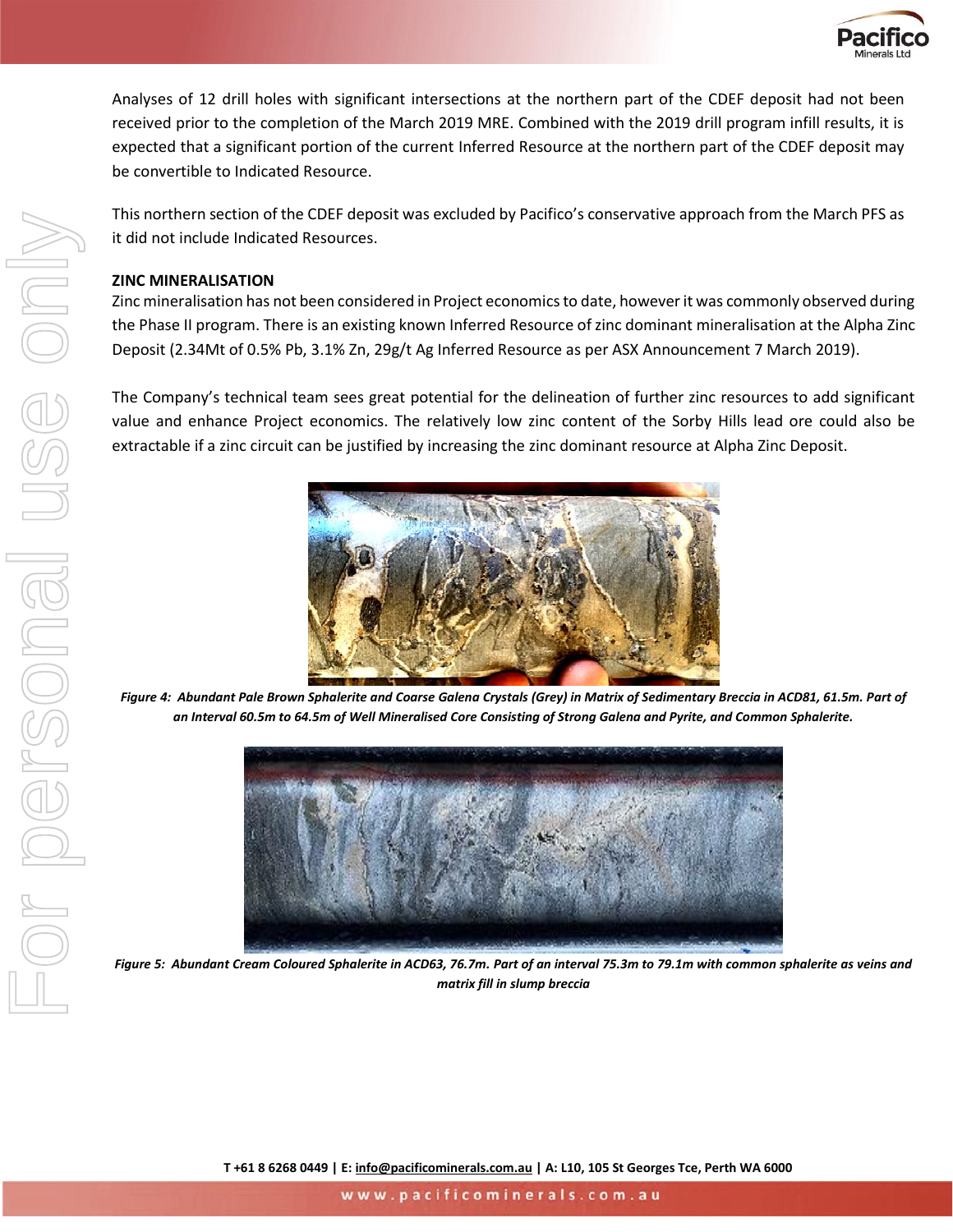Analyses of 12 drill holes with significant intersections at the northern part of the CDEF deposit had not been received prior to the completion of the March 2019 MRE. Combined with the 2019 drill program infill results, it is expected that a significant portion of the current Inferred Resource at the northern part of the CDEF deposit may be convertible to Indicated Resource.

This northern section of the CDEF deposit was excluded by Pacifico's conservative approach from the March PFS as it did not include Indicated Resources.

**ZINC MINERALISATION**

Zinc mineralisation has not been considered in Project economics to date, however it was commonly observed during the Phase II program. There is an existing known Inferred Resource of zinc dominant mineralisation at the Alpha Zinc Deposit (2.34Mt of 0.5% Pb, 3.1% Zn, 29g/t Ag Inferred Resource as per ASX Announcement 7 March 2019).

The Company's technical team sees great potential for the delineation of further zinc resources to add significant value and enhance Project economics. The relatively low zinc content of the Sorby Hills lead ore could also be extractable if a zinc circuit can be justified by increasing the zinc dominant resource at Alpha Zinc Deposit.

***Figure 4: Abundant Pale Brown Sphalerite and Coarse Galena Crystals (Grey) in Matrix of Sedimentary Breccia in ACD81, 61.5m. Part of an Interval 60.5m to 64.5m of Well Mineralised Core Consisting of Strong Galena and Pyrite, and Common Sphalerite.***

***Figure 5: Abundant Cream Coloured Sphalerite in ACD63, 76.7m. Part of an interval 75.3m to 79.1m with common sphalerite as veins and matrix fill in slump breccia***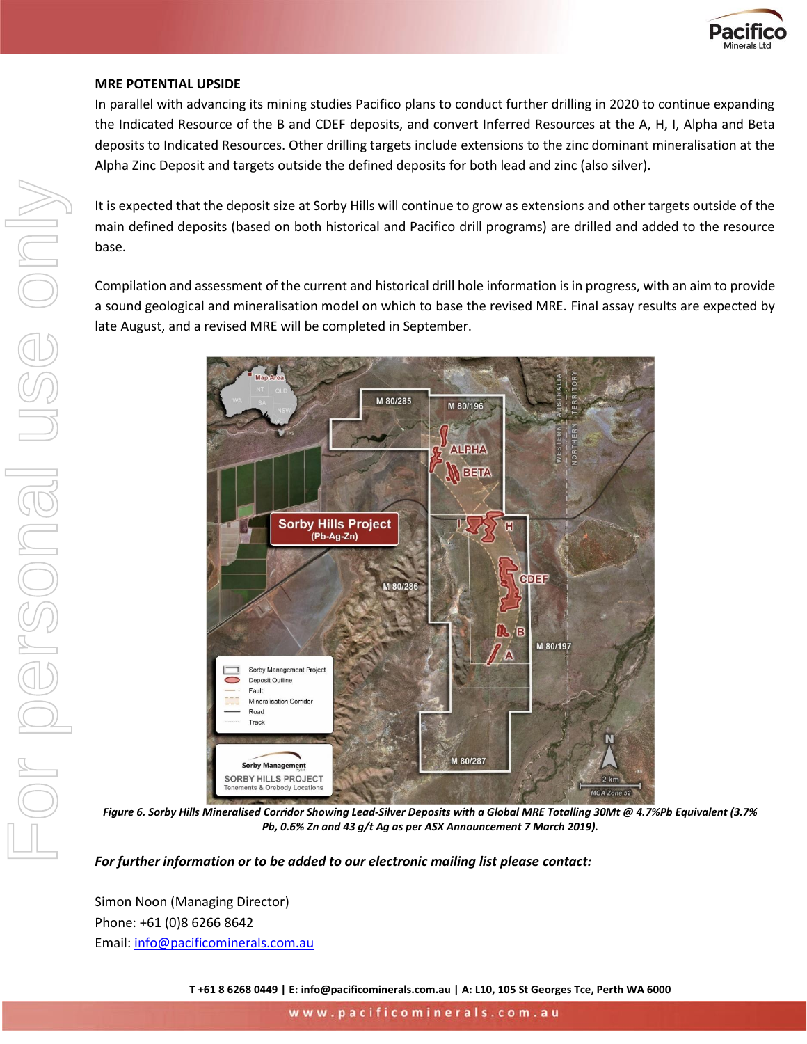## MRE POTENTIAL UPSIDE

In parallel with advancing its mining studies Pacifico plans to conduct further drilling in 2020 to continue expanding the Indicated Resource of the B and CDEF deposits, and convert Inferred Resources at the A, H, I, Alpha and Beta deposits to Indicated Resources. Other drilling targets include extensions to the zinc dominant mineralisation at the Alpha Zinc Deposit and targets outside the defined deposits for both lead and zinc (also silver).

It is expected that the deposit size at Sorby Hills will continue to grow as extensions and other targets outside of the main defined deposits (based on both historical and Pacifico drill programs) are drilled and added to the resource base.

Compilation and assessment of the current and historical drill hole information is in progress, with an aim to provide a sound geological and mineralisation model on which to base the revised MRE. Final assay results are expected by late August, and a revised MRE will be completed in September.

*Figure 6. Sorby Hills Mineralised Corridor Showing Lead-Silver Deposits with a Global MRE Totalling 30Mt @ 4.7%Pb Equivalent (3.7% Pb, 0.6% Zn and 43 g/t Ag as per ASX Announcement 7 March 2019).*

***For further information or to be added to our electronic mailing list please contact:***

Simon Noon (Managing Director)
Phone: +61 (0)8 6266 8642
Email: info@pacificominerals.com.au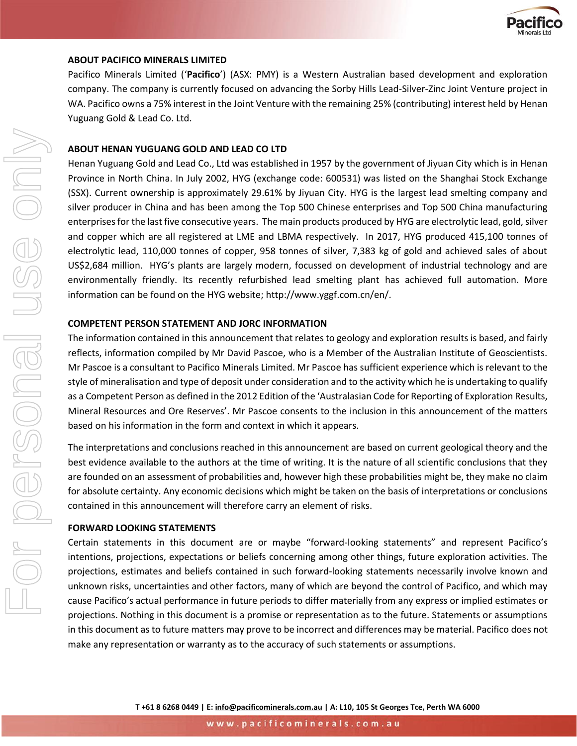## ABOUT PACIFICO MINERALS LIMITED

Pacifico Minerals Limited ('**Pacifico**') (ASX: PMY) is a Western Australian based development and exploration company. The company is currently focused on advancing the Sorby Hills Lead-Silver-Zinc Joint Venture project in WA. Pacifico owns a 75% interest in the Joint Venture with the remaining 25% (contributing) interest held by Henan Yuguang Gold & Lead Co. Ltd.

## ABOUT HENAN YUGUANG GOLD AND LEAD CO LTD

Henan Yuguang Gold and Lead Co., Ltd was established in 1957 by the government of Jiyuan City which is in Henan Province in North China. In July 2002, HYG (exchange code: 600531) was listed on the Shanghai Stock Exchange (SSX). Current ownership is approximately 29.61% by Jiyuan City. HYG is the largest lead smelting company and silver producer in China and has been among the Top 500 Chinese enterprises and Top 500 China manufacturing enterprises for the last five consecutive years. The main products produced by HYG are electrolytic lead, gold, silver and copper which are all registered at LME and LBMA respectively. In 2017, HYG produced 415,100 tonnes of electrolytic lead, 110,000 tonnes of copper, 958 tonnes of silver, 7,383 kg of gold and achieved sales of about US$2,684 million. HYG's plants are largely modern, focussed on development of industrial technology and are environmentally friendly. Its recently refurbished lead smelting plant has achieved full automation. More information can be found on the HYG website; http://www.yggf.com.cn/en/.

## COMPETENT PERSON STATEMENT AND JORC INFORMATION

The information contained in this announcement that relates to geology and exploration results is based, and fairly reflects, information compiled by Mr David Pascoe, who is a Member of the Australian Institute of Geoscientists. Mr Pascoe is a consultant to Pacifico Minerals Limited. Mr Pascoe has sufficient experience which is relevant to the style of mineralisation and type of deposit under consideration and to the activity which he is undertaking to qualify as a Competent Person as defined in the 2012 Edition of the 'Australasian Code for Reporting of Exploration Results, Mineral Resources and Ore Reserves'. Mr Pascoe consents to the inclusion in this announcement of the matters based on his information in the form and context in which it appears.

The interpretations and conclusions reached in this announcement are based on current geological theory and the best evidence available to the authors at the time of writing. It is the nature of all scientific conclusions that they are founded on an assessment of probabilities and, however high these probabilities might be, they make no claim for absolute certainty. Any economic decisions which might be taken on the basis of interpretations or conclusions contained in this announcement will therefore carry an element of risks.

## FORWARD LOOKING STATEMENTS

Certain statements in this document are or maybe "forward-looking statements" and represent Pacifico's intentions, projections, expectations or beliefs concerning among other things, future exploration activities. The projections, estimates and beliefs contained in such forward-looking statements necessarily involve known and unknown risks, uncertainties and other factors, many of which are beyond the control of Pacifico, and which may cause Pacifico's actual performance in future periods to differ materially from any express or implied estimates or projections. Nothing in this document is a promise or representation as to the future. Statements or assumptions in this document as to future matters may prove to be incorrect and differences may be material. Pacifico does not make any representation or warranty as to the accuracy of such statements or assumptions.